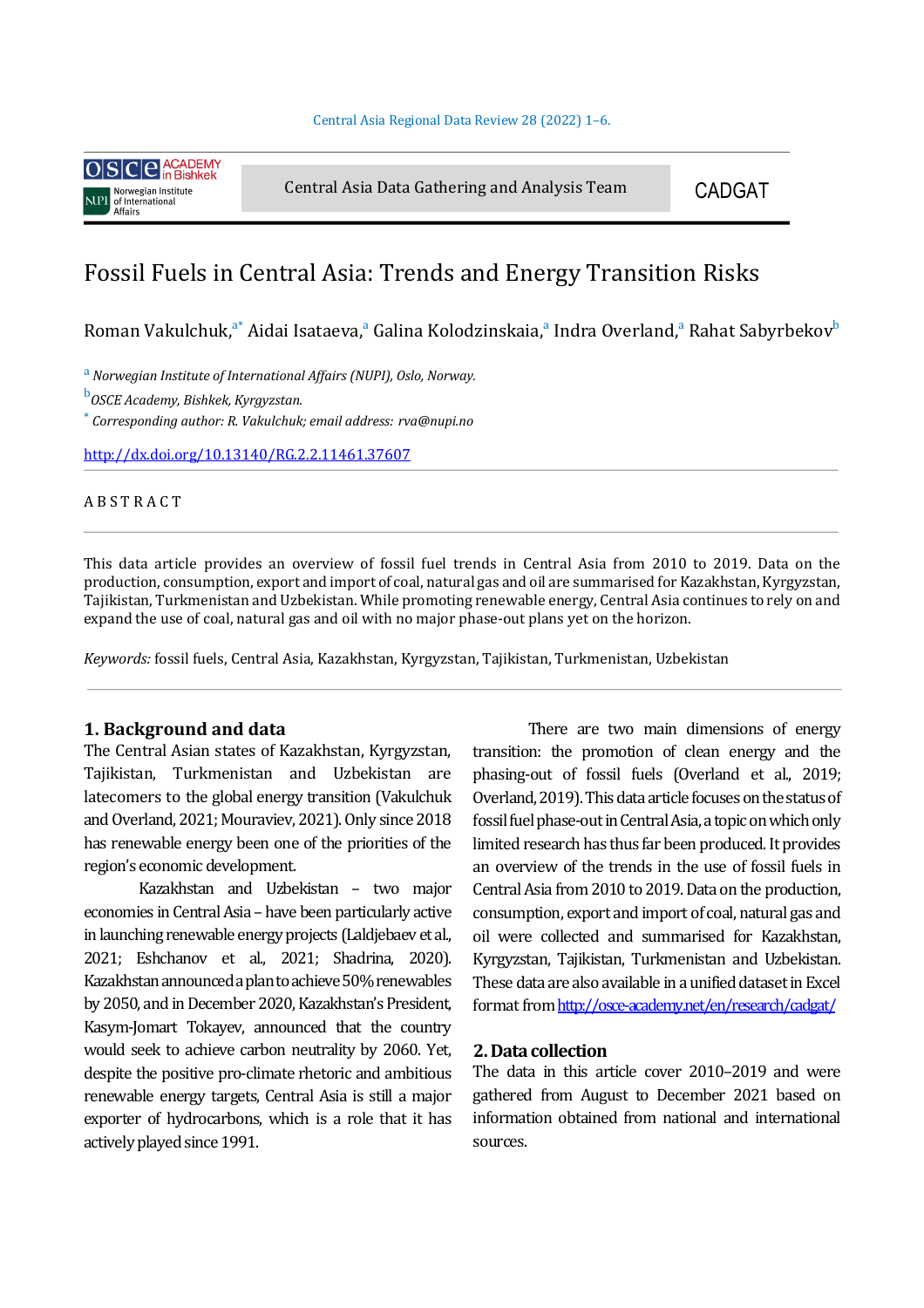OSCE ACADEMY in Bishkek | Norwegian Institute of International Affairs

Central Asia Data Gathering and Analysis Team

CADGAT

# Fossil Fuels in Central Asia: Trends and Energy Transition Risks

Roman Vakulchuk,[a*] Aidai Isataeva,[a] Galina Kolodzinskaia,[a] Indra Overland,[a] Rahat Sabyrbekov[b]

[a] *Norwegian Institute of International Affairs (NUPI), Oslo, Norway.*

[b] *OSCE Academy, Bishkek, Kyrgyzstan.*

[*] *Corresponding author: R. Vakulchuk; email address: rva@nupi.no*

http://dx.doi.org/10.13140/RG.2.2.11461.37607

A B S T R A C T

This data article provides an overview of fossil fuel trends in Central Asia from 2010 to 2019. Data on the production, consumption, export and import of coal, natural gas and oil are summarised for Kazakhstan, Kyrgyzstan, Tajikistan, Turkmenistan and Uzbekistan. While promoting renewable energy, Central Asia continues to rely on and expand the use of coal, natural gas and oil with no major phase-out plans yet on the horizon.

*Keywords:* fossil fuels, Central Asia, Kazakhstan, Kyrgyzstan, Tajikistan, Turkmenistan, Uzbekistan

## 1. Background and data

The Central Asian states of Kazakhstan, Kyrgyzstan, Tajikistan, Turkmenistan and Uzbekistan are latecomers to the global energy transition (Vakulchuk and Overland, 2021; Mouraviev, 2021). Only since 2018 has renewable energy been one of the priorities of the region's economic development.

Kazakhstan and Uzbekistan – two major economies in Central Asia – have been particularly active in launching renewable energy projects (Laldjebaev et al., 2021; Eshchanov et al., 2021; Shadrina, 2020). Kazakhstan announced a plan to achieve 50% renewables by 2050, and in December 2020, Kazakhstan's President, Kasym-Jomart Tokayev, announced that the country would seek to achieve carbon neutrality by 2060. Yet, despite the positive pro-climate rhetoric and ambitious renewable energy targets, Central Asia is still a major exporter of hydrocarbons, which is a role that it has actively played since 1991.

There are two main dimensions of energy transition: the promotion of clean energy and the phasing-out of fossil fuels (Overland et al., 2019; Overland, 2019). This data article focuses on the status of fossil fuel phase-out in Central Asia, a topic on which only limited research has thus far been produced. It provides an overview of the trends in the use of fossil fuels in Central Asia from 2010 to 2019. Data on the production, consumption, export and import of coal, natural gas and oil were collected and summarised for Kazakhstan, Kyrgyzstan, Tajikistan, Turkmenistan and Uzbekistan. These data are also available in a unified dataset in Excel format from http://osce-academy.net/en/research/cadgat/

## 2. Data collection

The data in this article cover 2010–2019 and were gathered from August to December 2021 based on information obtained from national and international sources.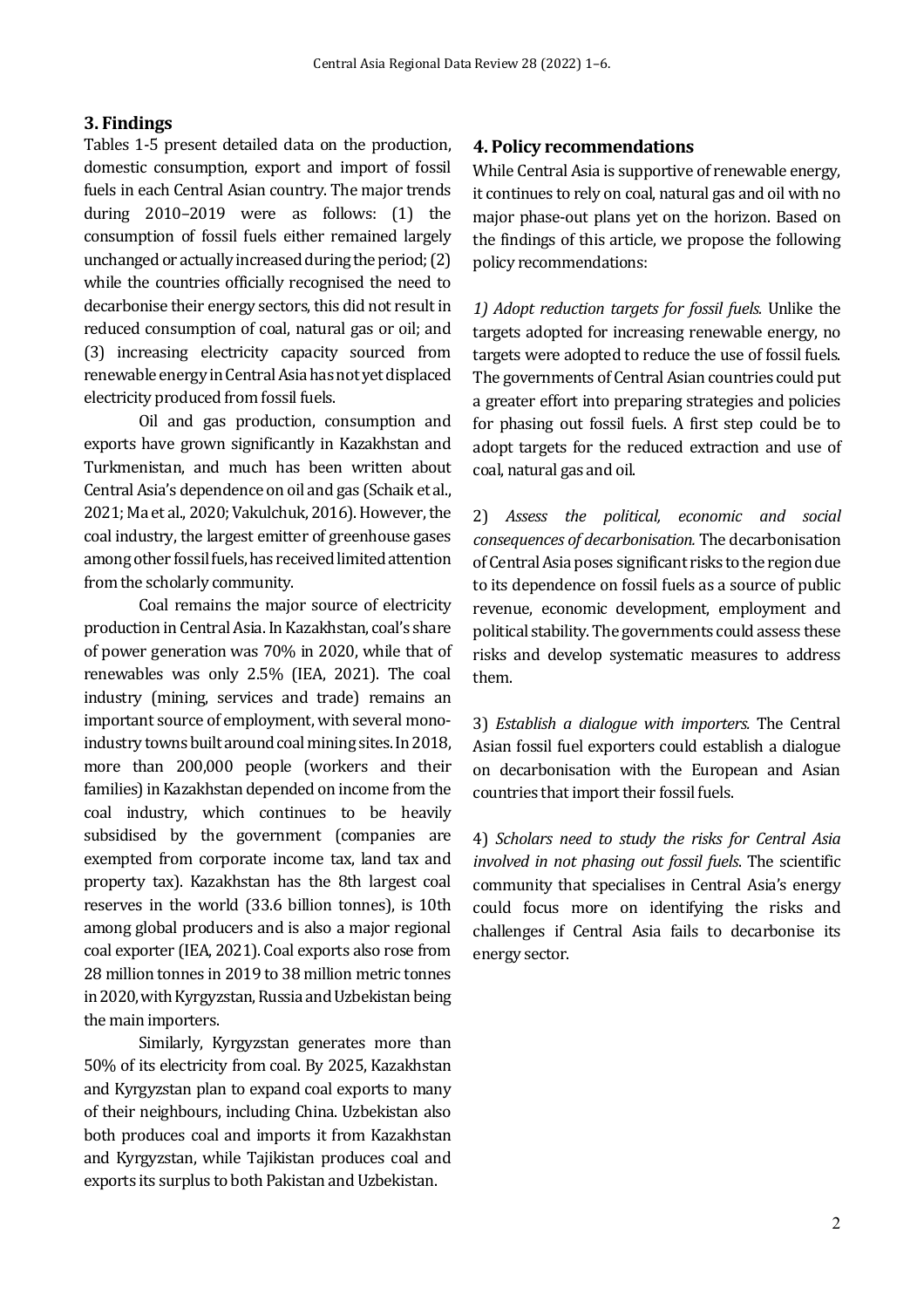## 3. Findings

Tables 1-5 present detailed data on the production, domestic consumption, export and import of fossil fuels in each Central Asian country. The major trends during 2010–2019 were as follows: (1) the consumption of fossil fuels either remained largely unchanged or actually increased during the period; (2) while the countries officially recognised the need to decarbonise their energy sectors, this did not result in reduced consumption of coal, natural gas or oil; and (3) increasing electricity capacity sourced from renewable energy in Central Asia has not yet displaced electricity produced from fossil fuels.

Oil and gas production, consumption and exports have grown significantly in Kazakhstan and Turkmenistan, and much has been written about Central Asia's dependence on oil and gas (Schaik et al., 2021; Ma et al., 2020; Vakulchuk, 2016). However, the coal industry, the largest emitter of greenhouse gases among other fossil fuels, has received limited attention from the scholarly community.

Coal remains the major source of electricity production in Central Asia. In Kazakhstan, coal's share of power generation was 70% in 2020, while that of renewables was only 2.5% (IEA, 2021). The coal industry (mining, services and trade) remains an important source of employment, with several mono-industry towns built around coal mining sites. In 2018, more than 200,000 people (workers and their families) in Kazakhstan depended on income from the coal industry, which continues to be heavily subsidised by the government (companies are exempted from corporate income tax, land tax and property tax). Kazakhstan has the 8th largest coal reserves in the world (33.6 billion tonnes), is 10th among global producers and is also a major regional coal exporter (IEA, 2021). Coal exports also rose from 28 million tonnes in 2019 to 38 million metric tonnes in 2020, with Kyrgyzstan, Russia and Uzbekistan being the main importers.

Similarly, Kyrgyzstan generates more than 50% of its electricity from coal. By 2025, Kazakhstan and Kyrgyzstan plan to expand coal exports to many of their neighbours, including China. Uzbekistan also both produces coal and imports it from Kazakhstan and Kyrgyzstan, while Tajikistan produces coal and exports its surplus to both Pakistan and Uzbekistan.

## 4. Policy recommendations

While Central Asia is supportive of renewable energy, it continues to rely on coal, natural gas and oil with no major phase-out plans yet on the horizon. Based on the findings of this article, we propose the following policy recommendations:

*1) Adopt reduction targets for fossil fuels.* Unlike the targets adopted for increasing renewable energy, no targets were adopted to reduce the use of fossil fuels. The governments of Central Asian countries could put a greater effort into preparing strategies and policies for phasing out fossil fuels. A first step could be to adopt targets for the reduced extraction and use of coal, natural gas and oil.

2) *Assess the political, economic and social consequences of decarbonisation.* The decarbonisation of Central Asia poses significant risks to the region due to its dependence on fossil fuels as a source of public revenue, economic development, employment and political stability. The governments could assess these risks and develop systematic measures to address them.

3) *Establish a dialogue with importers.* The Central Asian fossil fuel exporters could establish a dialogue on decarbonisation with the European and Asian countries that import their fossil fuels.

4) *Scholars need to study the risks for Central Asia involved in not phasing out fossil fuels.* The scientific community that specialises in Central Asia's energy could focus more on identifying the risks and challenges if Central Asia fails to decarbonise its energy sector.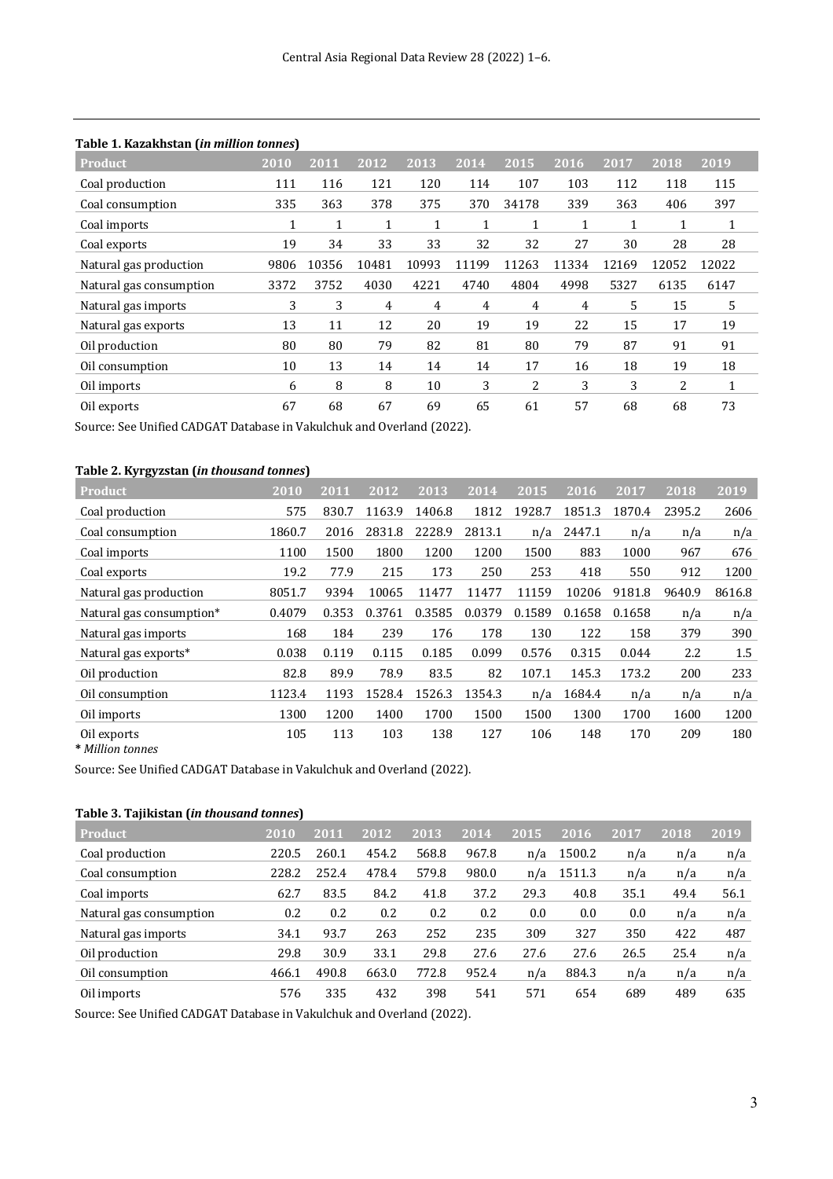**Table 1. Kazakhstan (*in million tonnes*)**

| Product | 2010 | 2011 | 2012 | 2013 | 2014 | 2015 | 2016 | 2017 | 2018 | 2019 |
|---|---|---|---|---|---|---|---|---|---|---|
| Coal production | 111 | 116 | 121 | 120 | 114 | 107 | 103 | 112 | 118 | 115 |
| Coal consumption | 335 | 363 | 378 | 375 | 370 | 34178 | 339 | 363 | 406 | 397 |
| Coal imports | 1 | 1 | 1 | 1 | 1 | 1 | 1 | 1 | 1 | 1 |
| Coal exports | 19 | 34 | 33 | 33 | 32 | 32 | 27 | 30 | 28 | 28 |
| Natural gas production | 9806 | 10356 | 10481 | 10993 | 11199 | 11263 | 11334 | 12169 | 12052 | 12022 |
| Natural gas consumption | 3372 | 3752 | 4030 | 4221 | 4740 | 4804 | 4998 | 5327 | 6135 | 6147 |
| Natural gas imports | 3 | 3 | 4 | 4 | 4 | 4 | 4 | 5 | 15 | 5 |
| Natural gas exports | 13 | 11 | 12 | 20 | 19 | 19 | 22 | 15 | 17 | 19 |
| Oil production | 80 | 80 | 79 | 82 | 81 | 80 | 79 | 87 | 91 | 91 |
| Oil consumption | 10 | 13 | 14 | 14 | 14 | 17 | 16 | 18 | 19 | 18 |
| Oil imports | 6 | 8 | 8 | 10 | 3 | 2 | 3 | 3 | 2 | 1 |
| Oil exports | 67 | 68 | 67 | 69 | 65 | 61 | 57 | 68 | 68 | 73 |

Source: See Unified CADGAT Database in Vakulchuk and Overland (2022).

**Table 2. Kyrgyzstan (*in thousand tonnes*)**

| Product | 2010 | 2011 | 2012 | 2013 | 2014 | 2015 | 2016 | 2017 | 2018 | 2019 |
|---|---|---|---|---|---|---|---|---|---|---|
| Coal production | 575 | 830.7 | 1163.9 | 1406.8 | 1812 | 1928.7 | 1851.3 | 1870.4 | 2395.2 | 2606 |
| Coal consumption | 1860.7 | 2016 | 2831.8 | 2228.9 | 2813.1 | n/a | 2447.1 | n/a | n/a | n/a |
| Coal imports | 1100 | 1500 | 1800 | 1200 | 1200 | 1500 | 883 | 1000 | 967 | 676 |
| Coal exports | 19.2 | 77.9 | 215 | 173 | 250 | 253 | 418 | 550 | 912 | 1200 |
| Natural gas production | 8051.7 | 9394 | 10065 | 11477 | 11477 | 11159 | 10206 | 9181.8 | 9640.9 | 8616.8 |
| Natural gas consumption* | 0.4079 | 0.353 | 0.3761 | 0.3585 | 0.0379 | 0.1589 | 0.1658 | 0.1658 | n/a | n/a |
| Natural gas imports | 168 | 184 | 239 | 176 | 178 | 130 | 122 | 158 | 379 | 390 |
| Natural gas exports* | 0.038 | 0.119 | 0.115 | 0.185 | 0.099 | 0.576 | 0.315 | 0.044 | 2.2 | 1.5 |
| Oil production | 82.8 | 89.9 | 78.9 | 83.5 | 82 | 107.1 | 145.3 | 173.2 | 200 | 233 |
| Oil consumption | 1123.4 | 1193 | 1528.4 | 1526.3 | 1354.3 | n/a | 1684.4 | n/a | n/a | n/a |
| Oil imports | 1300 | 1200 | 1400 | 1700 | 1500 | 1500 | 1300 | 1700 | 1600 | 1200 |
| Oil exports | 105 | 113 | 103 | 138 | 127 | 106 | 148 | 170 | 209 | 180 |

\* *Million tonnes*

Source: See Unified CADGAT Database in Vakulchuk and Overland (2022).

**Table 3. Tajikistan (*in thousand tonnes*)**

| Product | 2010 | 2011 | 2012 | 2013 | 2014 | 2015 | 2016 | 2017 | 2018 | 2019 |
|---|---|---|---|---|---|---|---|---|---|---|
| Coal production | 220.5 | 260.1 | 454.2 | 568.8 | 967.8 | n/a | 1500.2 | n/a | n/a | n/a |
| Coal consumption | 228.2 | 252.4 | 478.4 | 579.8 | 980.0 | n/a | 1511.3 | n/a | n/a | n/a |
| Coal imports | 62.7 | 83.5 | 84.2 | 41.8 | 37.2 | 29.3 | 40.8 | 35.1 | 49.4 | 56.1 |
| Natural gas consumption | 0.2 | 0.2 | 0.2 | 0.2 | 0.2 | 0.0 | 0.0 | 0.0 | n/a | n/a |
| Natural gas imports | 34.1 | 93.7 | 263 | 252 | 235 | 309 | 327 | 350 | 422 | 487 |
| Oil production | 29.8 | 30.9 | 33.1 | 29.8 | 27.6 | 27.6 | 27.6 | 26.5 | 25.4 | n/a |
| Oil consumption | 466.1 | 490.8 | 663.0 | 772.8 | 952.4 | n/a | 884.3 | n/a | n/a | n/a |
| Oil imports | 576 | 335 | 432 | 398 | 541 | 571 | 654 | 689 | 489 | 635 |

Source: See Unified CADGAT Database in Vakulchuk and Overland (2022).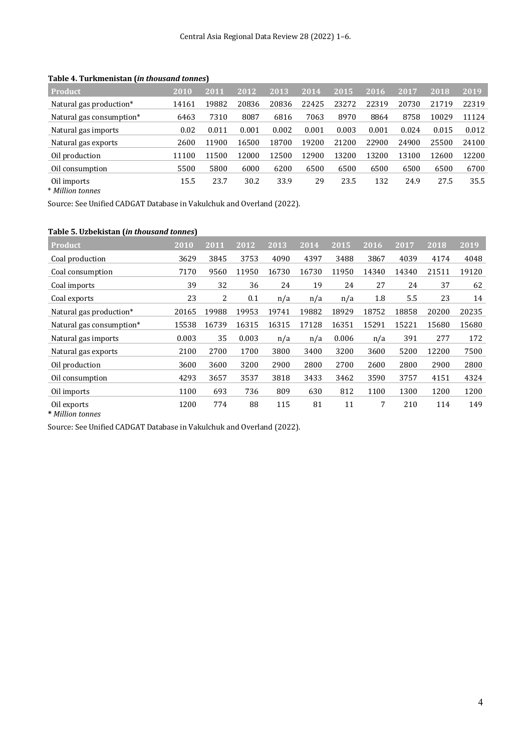**Table 4. Turkmenistan (*in thousand tonnes*)**

| Product | 2010 | 2011 | 2012 | 2013 | 2014 | 2015 | 2016 | 2017 | 2018 | 2019 |
|---|---|---|---|---|---|---|---|---|---|---|
| Natural gas production* | 14161 | 19882 | 20836 | 20836 | 22425 | 23272 | 22319 | 20730 | 21719 | 22319 |
| Natural gas consumption* | 6463 | 7310 | 8087 | 6816 | 7063 | 8970 | 8864 | 8758 | 10029 | 11124 |
| Natural gas imports | 0.02 | 0.011 | 0.001 | 0.002 | 0.001 | 0.003 | 0.001 | 0.024 | 0.015 | 0.012 |
| Natural gas exports | 2600 | 11900 | 16500 | 18700 | 19200 | 21200 | 22900 | 24900 | 25500 | 24100 |
| Oil production | 11100 | 11500 | 12000 | 12500 | 12900 | 13200 | 13200 | 13100 | 12600 | 12200 |
| Oil consumption | 5500 | 5800 | 6000 | 6200 | 6500 | 6500 | 6500 | 6500 | 6500 | 6700 |
| Oil imports | 15.5 | 23.7 | 30.2 | 33.9 | 29 | 23.5 | 132 | 24.9 | 27.5 | 35.5 |

\* *Million tonnes*

Source: See Unified CADGAT Database in Vakulchuk and Overland (2022).

**Table 5. Uzbekistan (*in thousand tonnes*)**

| Product | 2010 | 2011 | 2012 | 2013 | 2014 | 2015 | 2016 | 2017 | 2018 | 2019 |
|---|---|---|---|---|---|---|---|---|---|---|
| Coal production | 3629 | 3845 | 3753 | 4090 | 4397 | 3488 | 3867 | 4039 | 4174 | 4048 |
| Coal consumption | 7170 | 9560 | 11950 | 16730 | 16730 | 11950 | 14340 | 14340 | 21511 | 19120 |
| Coal imports | 39 | 32 | 36 | 24 | 19 | 24 | 27 | 24 | 37 | 62 |
| Coal exports | 23 | 2 | 0.1 | n/a | n/a | n/a | 1.8 | 5.5 | 23 | 14 |
| Natural gas production* | 20165 | 19988 | 19953 | 19741 | 19882 | 18929 | 18752 | 18858 | 20200 | 20235 |
| Natural gas consumption* | 15538 | 16739 | 16315 | 16315 | 17128 | 16351 | 15291 | 15221 | 15680 | 15680 |
| Natural gas imports | 0.003 | 35 | 0.003 | n/a | n/a | 0.006 | n/a | 391 | 277 | 172 |
| Natural gas exports | 2100 | 2700 | 1700 | 3800 | 3400 | 3200 | 3600 | 5200 | 12200 | 7500 |
| Oil production | 3600 | 3600 | 3200 | 2900 | 2800 | 2700 | 2600 | 2800 | 2900 | 2800 |
| Oil consumption | 4293 | 3657 | 3537 | 3818 | 3433 | 3462 | 3590 | 3757 | 4151 | 4324 |
| Oil imports | 1100 | 693 | 736 | 809 | 630 | 812 | 1100 | 1300 | 1200 | 1200 |
| Oil exports | 1200 | 774 | 88 | 115 | 81 | 11 | 7 | 210 | 114 | 149 |

\* *Million tonnes*

Source: See Unified CADGAT Database in Vakulchuk and Overland (2022).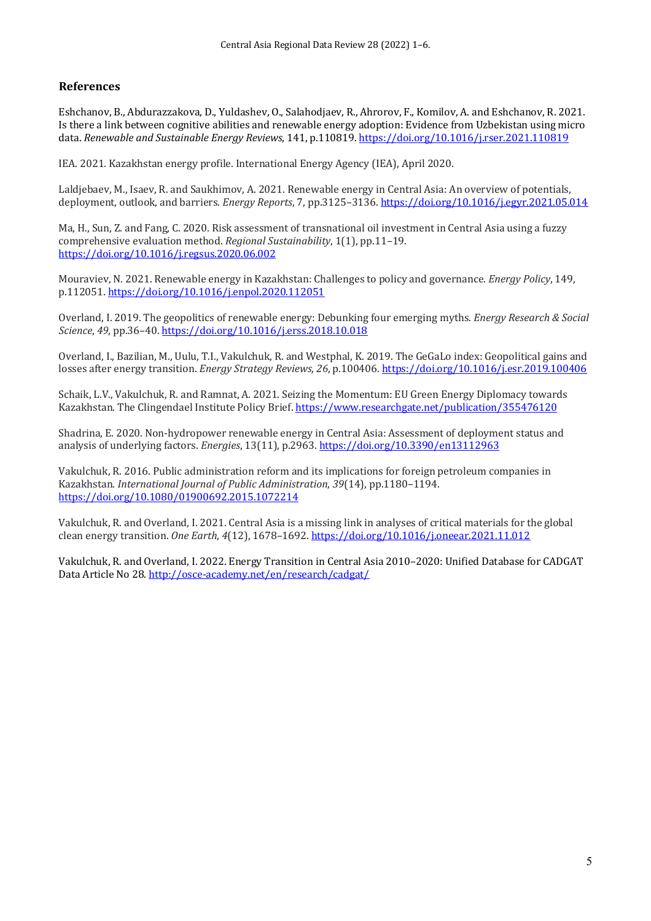## References

Eshchanov, B., Abdurazzakova, D., Yuldashev, O., Salahodjaev, R., Ahrorov, F., Komilov, A. and Eshchanov, R. 2021. Is there a link between cognitive abilities and renewable energy adoption: Evidence from Uzbekistan using micro data. *Renewable and Sustainable Energy Reviews*, 141, p.110819. https://doi.org/10.1016/j.rser.2021.110819

IEA. 2021. Kazakhstan energy profile. International Energy Agency (IEA), April 2020.

Laldjebaev, M., Isaev, R. and Saukhimov, A. 2021. Renewable energy in Central Asia: An overview of potentials, deployment, outlook, and barriers. *Energy Reports*, 7, pp.3125–3136. https://doi.org/10.1016/j.egyr.2021.05.014

Ma, H., Sun, Z. and Fang, C. 2020. Risk assessment of transnational oil investment in Central Asia using a fuzzy comprehensive evaluation method. *Regional Sustainability*, 1(1), pp.11–19. https://doi.org/10.1016/j.regsus.2020.06.002

Mouraviev, N. 2021. Renewable energy in Kazakhstan: Challenges to policy and governance. *Energy Policy*, 149, p.112051. https://doi.org/10.1016/j.enpol.2020.112051

Overland, I. 2019. The geopolitics of renewable energy: Debunking four emerging myths. *Energy Research & Social Science*, *49*, pp.36–40. https://doi.org/10.1016/j.erss.2018.10.018

Overland, I., Bazilian, M., Uulu, T.I., Vakulchuk, R. and Westphal, K. 2019. The GeGaLo index: Geopolitical gains and losses after energy transition. *Energy Strategy Reviews*, *26*, p.100406. https://doi.org/10.1016/j.esr.2019.100406

Schaik, L.V., Vakulchuk, R. and Ramnat, A. 2021. Seizing the Momentum: EU Green Energy Diplomacy towards Kazakhstan. The Clingendael Institute Policy Brief. https://www.researchgate.net/publication/355476120

Shadrina, E. 2020. Non-hydropower renewable energy in Central Asia: Assessment of deployment status and analysis of underlying factors. *Energies*, 13(11), p.2963. https://doi.org/10.3390/en13112963

Vakulchuk, R. 2016. Public administration reform and its implications for foreign petroleum companies in Kazakhstan. *International Journal of Public Administration*, *39*(14), pp.1180–1194. https://doi.org/10.1080/01900692.2015.1072214

Vakulchuk, R. and Overland, I. 2021. Central Asia is a missing link in analyses of critical materials for the global clean energy transition. *One Earth*, *4*(12), 1678–1692. https://doi.org/10.1016/j.oneear.2021.11.012

Vakulchuk, R. and Overland, I. 2022. Energy Transition in Central Asia 2010–2020: Unified Database for CADGAT Data Article No 28. http://osce-academy.net/en/research/cadgat/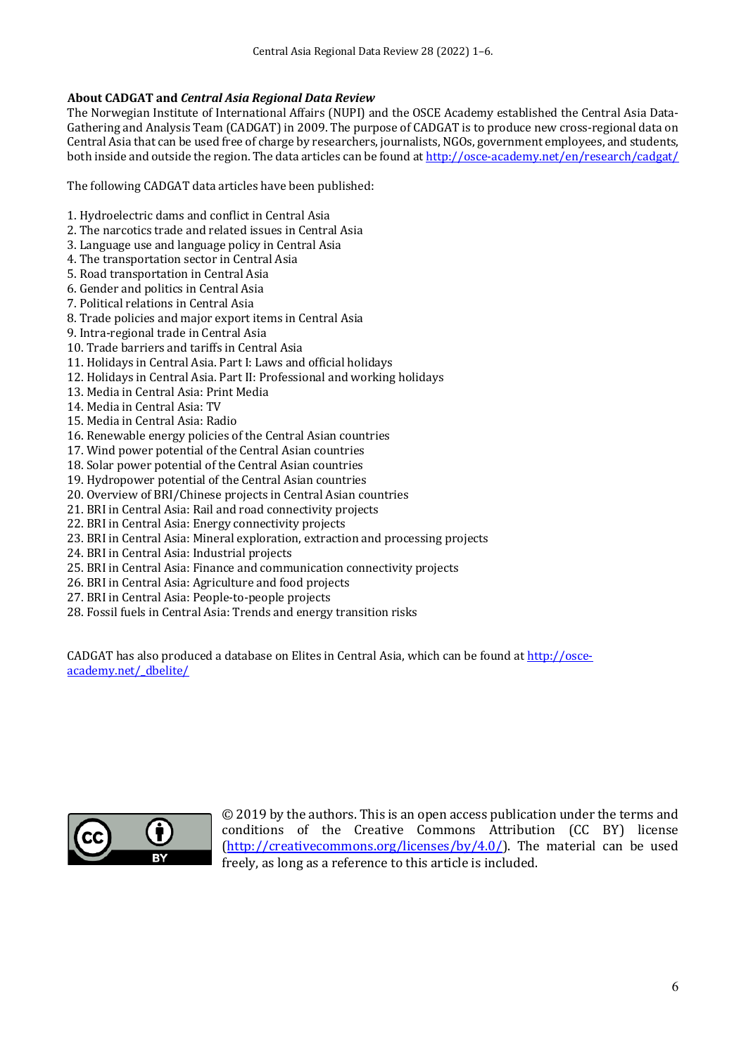**About CADGAT and *Central Asia Regional Data Review***

The Norwegian Institute of International Affairs (NUPI) and the OSCE Academy established the Central Asia Data-Gathering and Analysis Team (CADGAT) in 2009. The purpose of CADGAT is to produce new cross-regional data on Central Asia that can be used free of charge by researchers, journalists, NGOs, government employees, and students, both inside and outside the region. The data articles can be found at http://osce-academy.net/en/research/cadgat/

The following CADGAT data articles have been published:

1. Hydroelectric dams and conflict in Central Asia
2. The narcotics trade and related issues in Central Asia
3. Language use and language policy in Central Asia
4. The transportation sector in Central Asia
5. Road transportation in Central Asia
6. Gender and politics in Central Asia
7. Political relations in Central Asia
8. Trade policies and major export items in Central Asia
9. Intra-regional trade in Central Asia
10. Trade barriers and tariffs in Central Asia
11. Holidays in Central Asia. Part I: Laws and official holidays
12. Holidays in Central Asia. Part II: Professional and working holidays
13. Media in Central Asia: Print Media
14. Media in Central Asia: TV
15. Media in Central Asia: Radio
16. Renewable energy policies of the Central Asian countries
17. Wind power potential of the Central Asian countries
18. Solar power potential of the Central Asian countries
19. Hydropower potential of the Central Asian countries
20. Overview of BRI/Chinese projects in Central Asian countries
21. BRI in Central Asia: Rail and road connectivity projects
22. BRI in Central Asia: Energy connectivity projects
23. BRI in Central Asia: Mineral exploration, extraction and processing projects
24. BRI in Central Asia: Industrial projects
25. BRI in Central Asia: Finance and communication connectivity projects
26. BRI in Central Asia: Agriculture and food projects
27. BRI in Central Asia: People-to-people projects
28. Fossil fuels in Central Asia: Trends and energy transition risks

CADGAT has also produced a database on Elites in Central Asia, which can be found at http://osce-academy.net/_dbelite/

© 2019 by the authors. This is an open access publication under the terms and conditions of the Creative Commons Attribution (CC BY) license (http://creativecommons.org/licenses/by/4.0/). The material can be used freely, as long as a reference to this article is included.